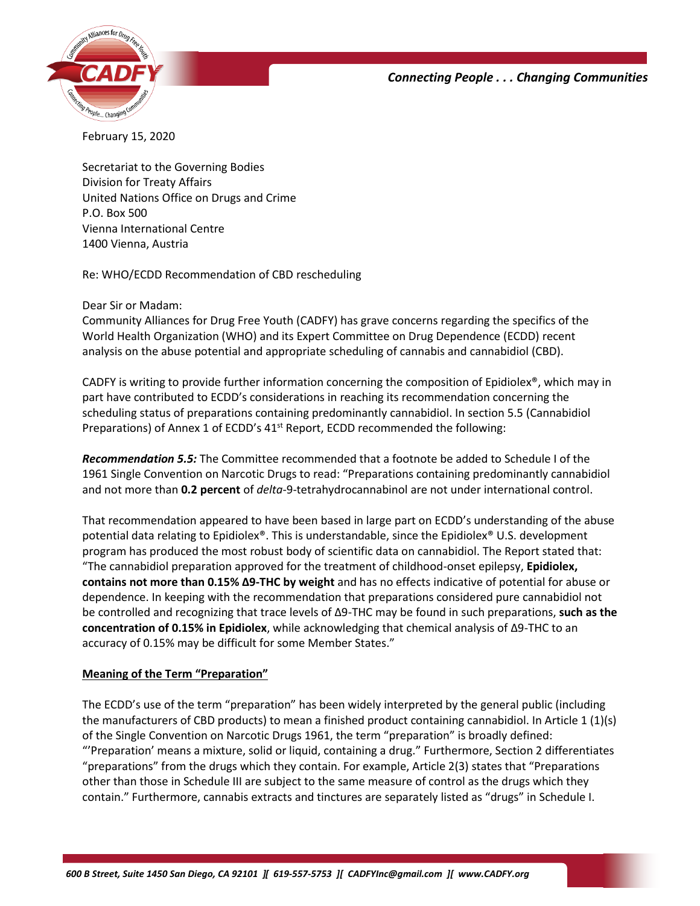February 15, 2020

Secretariat to the Governing Bodies
Division for Treaty Affairs
United Nations Office on Drugs and Crime
P.O. Box 500
Vienna International Centre
1400 Vienna, Austria

Re: WHO/ECDD Recommendation of CBD rescheduling

Dear Sir or Madam:

Community Alliances for Drug Free Youth (CADFY) has grave concerns regarding the specifics of the World Health Organization (WHO) and its Expert Committee on Drug Dependence (ECDD) recent analysis on the abuse potential and appropriate scheduling of cannabis and cannabidiol (CBD).

CADFY is writing to provide further information concerning the composition of Epidiolex®, which may in part have contributed to ECDD's considerations in reaching its recommendation concerning the scheduling status of preparations containing predominantly cannabidiol. In section 5.5 (Cannabidiol Preparations) of Annex 1 of ECDD's 41st Report, ECDD recommended the following:

***Recommendation 5.5:*** The Committee recommended that a footnote be added to Schedule I of the 1961 Single Convention on Narcotic Drugs to read: "Preparations containing predominantly cannabidiol and not more than **0.2 percent** of *delta*-9-tetrahydrocannabinol are not under international control.

That recommendation appeared to have been based in large part on ECDD's understanding of the abuse potential data relating to Epidiolex®. This is understandable, since the Epidiolex® U.S. development program has produced the most robust body of scientific data on cannabidiol. The Report stated that: "The cannabidiol preparation approved for the treatment of childhood-onset epilepsy, **Epidiolex, contains not more than 0.15% Δ9-THC by weight** and has no effects indicative of potential for abuse or dependence. In keeping with the recommendation that preparations considered pure cannabidiol not be controlled and recognizing that trace levels of Δ9-THC may be found in such preparations, **such as the concentration of 0.15% in Epidiolex**, while acknowledging that chemical analysis of Δ9-THC to an accuracy of 0.15% may be difficult for some Member States."

**<u>Meaning of the Term "Preparation"</u>**

The ECDD's use of the term "preparation" has been widely interpreted by the general public (including the manufacturers of CBD products) to mean a finished product containing cannabidiol. In Article 1 (1)(s) of the Single Convention on Narcotic Drugs 1961, the term "preparation" is broadly defined: "'Preparation' means a mixture, solid or liquid, containing a drug." Furthermore, Section 2 differentiates "preparations" from the drugs which they contain. For example, Article 2(3) states that "Preparations other than those in Schedule III are subject to the same measure of control as the drugs which they contain." Furthermore, cannabis extracts and tinctures are separately listed as "drugs" in Schedule I.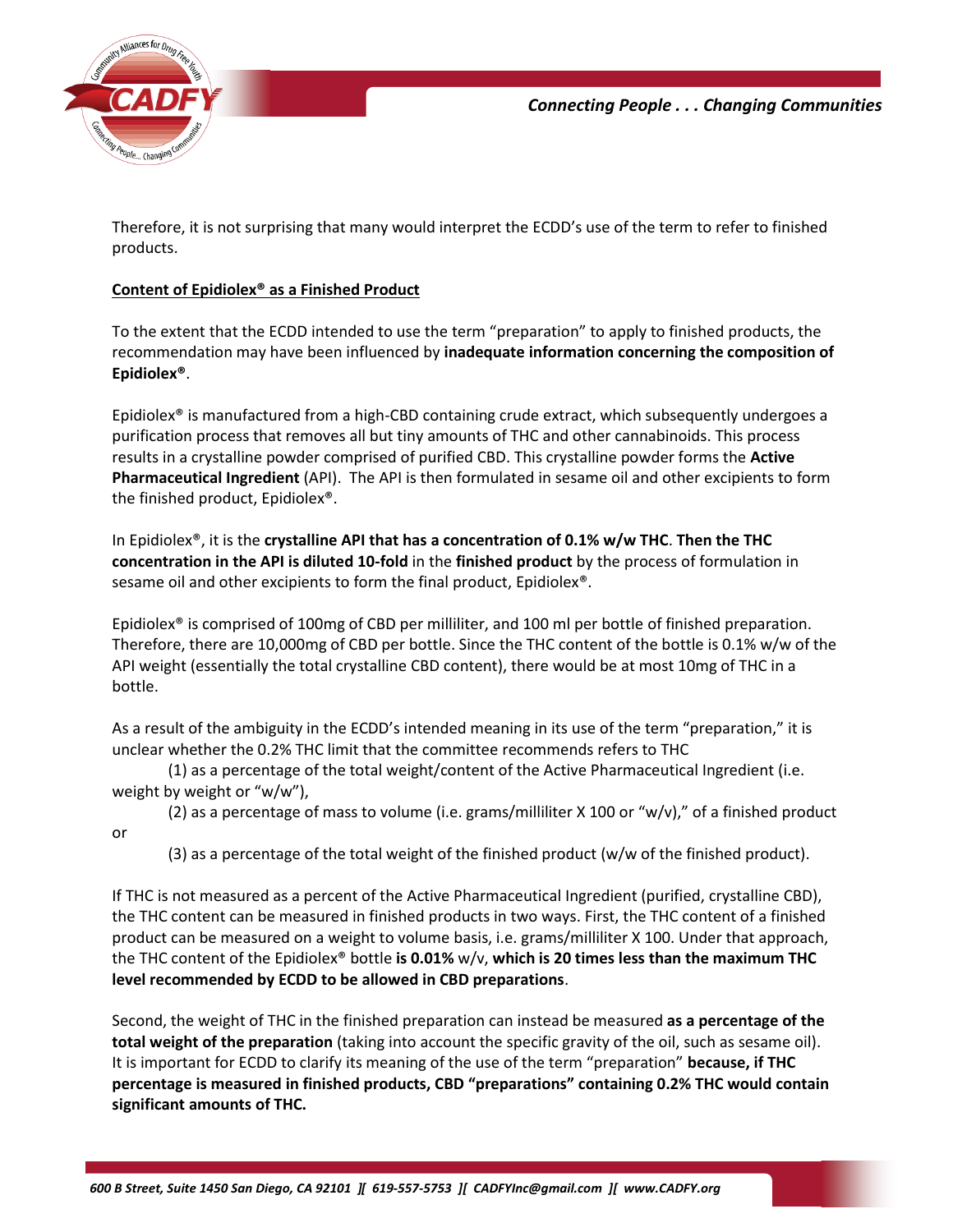Therefore, it is not surprising that many would interpret the ECDD's use of the term to refer to finished products.

**Content of Epidiolex® as a Finished Product**

To the extent that the ECDD intended to use the term "preparation" to apply to finished products, the recommendation may have been influenced by **inadequate information concerning the composition of Epidiolex®**.

Epidiolex® is manufactured from a high-CBD containing crude extract, which subsequently undergoes a purification process that removes all but tiny amounts of THC and other cannabinoids. This process results in a crystalline powder comprised of purified CBD. This crystalline powder forms the **Active Pharmaceutical Ingredient** (API). The API is then formulated in sesame oil and other excipients to form the finished product, Epidiolex®.

In Epidiolex®, it is the **crystalline API that has a concentration of 0.1% w/w THC**. **Then the THC concentration in the API is diluted 10-fold** in the **finished product** by the process of formulation in sesame oil and other excipients to form the final product, Epidiolex®.

Epidiolex® is comprised of 100mg of CBD per milliliter, and 100 ml per bottle of finished preparation. Therefore, there are 10,000mg of CBD per bottle. Since the THC content of the bottle is 0.1% w/w of the API weight (essentially the total crystalline CBD content), there would be at most 10mg of THC in a bottle.

As a result of the ambiguity in the ECDD's intended meaning in its use of the term "preparation," it is unclear whether the 0.2% THC limit that the committee recommends refers to THC

(1) as a percentage of the total weight/content of the Active Pharmaceutical Ingredient (i.e. weight by weight or "w/w"),

(2) as a percentage of mass to volume (i.e. grams/milliliter X 100 or "w/v)," of a finished product or

(3) as a percentage of the total weight of the finished product (w/w of the finished product).

If THC is not measured as a percent of the Active Pharmaceutical Ingredient (purified, crystalline CBD), the THC content can be measured in finished products in two ways. First, the THC content of a finished product can be measured on a weight to volume basis, i.e. grams/milliliter X 100. Under that approach, the THC content of the Epidiolex® bottle **is 0.01%** w/v, **which is 20 times less than the maximum THC level recommended by ECDD to be allowed in CBD preparations**.

Second, the weight of THC in the finished preparation can instead be measured **as a percentage of the total weight of the preparation** (taking into account the specific gravity of the oil, such as sesame oil). It is important for ECDD to clarify its meaning of the use of the term "preparation" **because, if THC percentage is measured in finished products, CBD "preparations" containing 0.2% THC would contain significant amounts of THC.**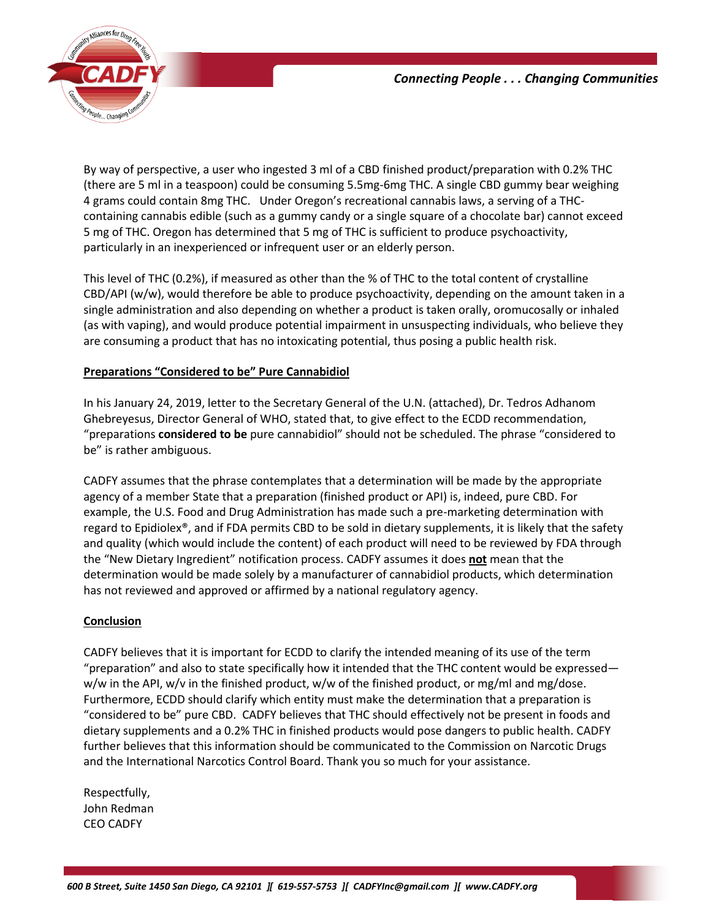By way of perspective, a user who ingested 3 ml of a CBD finished product/preparation with 0.2% THC (there are 5 ml in a teaspoon) could be consuming 5.5mg-6mg THC. A single CBD gummy bear weighing 4 grams could contain 8mg THC. Under Oregon's recreational cannabis laws, a serving of a THC-containing cannabis edible (such as a gummy candy or a single square of a chocolate bar) cannot exceed 5 mg of THC. Oregon has determined that 5 mg of THC is sufficient to produce psychoactivity, particularly in an inexperienced or infrequent user or an elderly person.

This level of THC (0.2%), if measured as other than the % of THC to the total content of crystalline CBD/API (w/w), would therefore be able to produce psychoactivity, depending on the amount taken in a single administration and also depending on whether a product is taken orally, oromucosally or inhaled (as with vaping), and would produce potential impairment in unsuspecting individuals, who believe they are consuming a product that has no intoxicating potential, thus posing a public health risk.

**Preparations "Considered to be" Pure Cannabidiol**

In his January 24, 2019, letter to the Secretary General of the U.N. (attached), Dr. Tedros Adhanom Ghebreyesus, Director General of WHO, stated that, to give effect to the ECDD recommendation, "preparations **considered to be** pure cannabidiol" should not be scheduled. The phrase "considered to be" is rather ambiguous.

CADFY assumes that the phrase contemplates that a determination will be made by the appropriate agency of a member State that a preparation (finished product or API) is, indeed, pure CBD. For example, the U.S. Food and Drug Administration has made such a pre-marketing determination with regard to Epidiolex®, and if FDA permits CBD to be sold in dietary supplements, it is likely that the safety and quality (which would include the content) of each product will need to be reviewed by FDA through the "New Dietary Ingredient" notification process. CADFY assumes it does **not** mean that the determination would be made solely by a manufacturer of cannabidiol products, which determination has not reviewed and approved or affirmed by a national regulatory agency.

**Conclusion**

CADFY believes that it is important for ECDD to clarify the intended meaning of its use of the term "preparation" and also to state specifically how it intended that the THC content would be expressed—w/w in the API, w/v in the finished product, w/w of the finished product, or mg/ml and mg/dose. Furthermore, ECDD should clarify which entity must make the determination that a preparation is "considered to be" pure CBD. CADFY believes that THC should effectively not be present in foods and dietary supplements and a 0.2% THC in finished products would pose dangers to public health. CADFY further believes that this information should be communicated to the Commission on Narcotic Drugs and the International Narcotics Control Board. Thank you so much for your assistance.

Respectfully,
John Redman
CEO CADFY